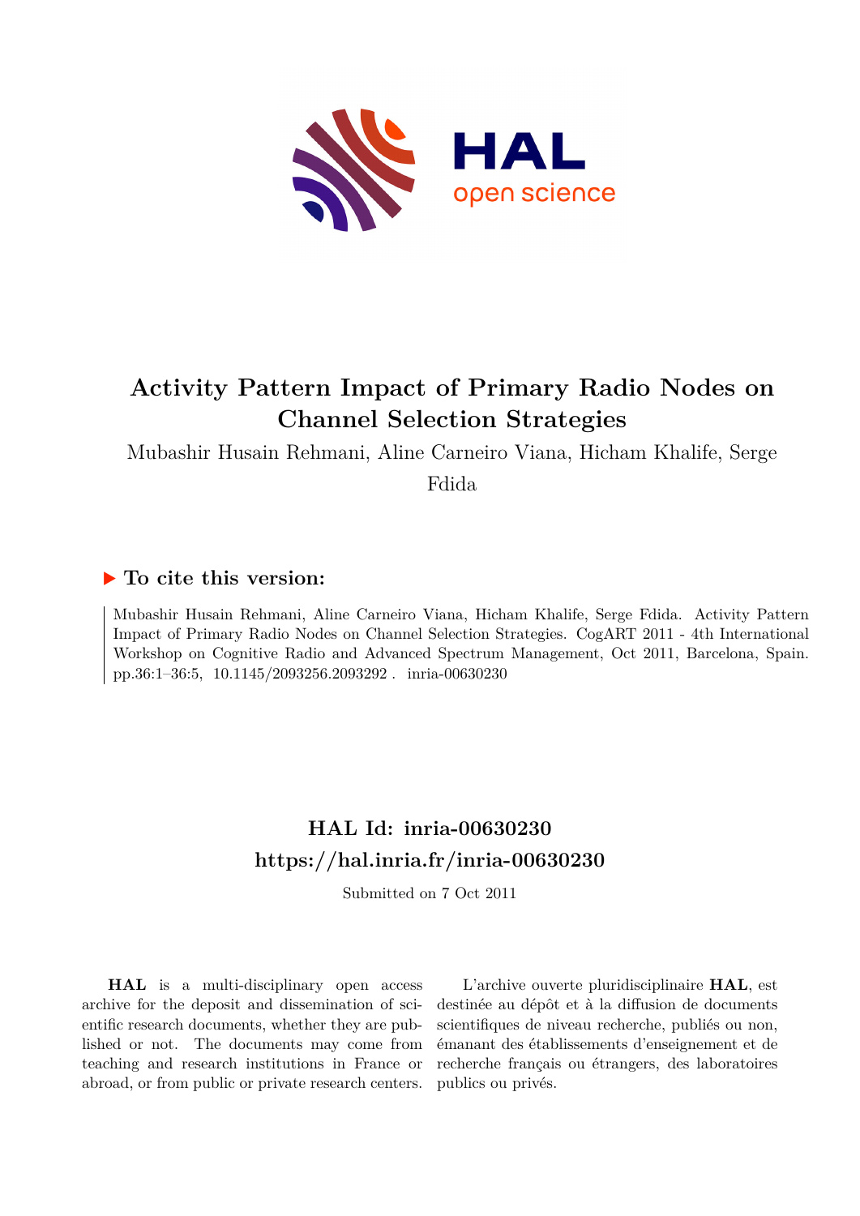# Activity Pattern Impact of Primary Radio Nodes on Channel Selection Strategies

Mubashir Husain Rehmani, Aline Carneiro Viana, Hicham Khalife, Serge Fdida

## ▶ To cite this version:

Mubashir Husain Rehmani, Aline Carneiro Viana, Hicham Khalife, Serge Fdida. Activity Pattern Impact of Primary Radio Nodes on Channel Selection Strategies. CogART 2011 - 4th International Workshop on Cognitive Radio and Advanced Spectrum Management, Oct 2011, Barcelona, Spain. pp.36:1–36:5, 10.1145/2093256.2093292 . inria-00630230

## HAL Id: inria-00630230
## https://hal.inria.fr/inria-00630230

Submitted on 7 Oct 2011

**HAL** is a multi-disciplinary open access archive for the deposit and dissemination of scientific research documents, whether they are published or not. The documents may come from teaching and research institutions in France or abroad, or from public or private research centers.

L'archive ouverte pluridisciplinaire **HAL**, est destinée au dépôt et à la diffusion de documents scientifiques de niveau recherche, publiés ou non, émanant des établissements d'enseignement et de recherche français ou étrangers, des laboratoires publics ou privés.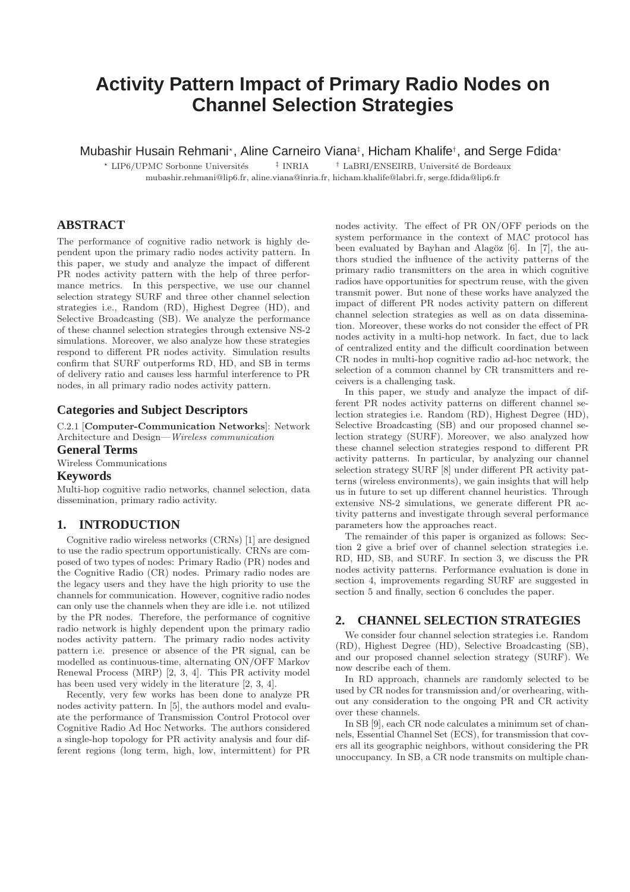# Activity Pattern Impact of Primary Radio Nodes on Channel Selection Strategies

Mubashir Husain Rehmani[⋆], Aline Carneiro Viana[‡], Hicham Khalife[†], and Serge Fdida[⋆]

[⋆] LIP6/UPMC Sorbonne Universités [‡] INRIA [†] LaBRI/ENSEIRB, Université de Bordeaux

mubashir.rehmani@lip6.fr, aline.viana@inria.fr, hicham.khalife@labri.fr, serge.fdida@lip6.fr

## ABSTRACT

The performance of cognitive radio network is highly dependent upon the primary radio nodes activity pattern. In this paper, we study and analyze the impact of different PR nodes activity pattern with the help of three performance metrics. In this perspective, we use our channel selection strategy SURF and three other channel selection strategies i.e., Random (RD), Highest Degree (HD), and Selective Broadcasting (SB). We analyze the performance of these channel selection strategies through extensive NS-2 simulations. Moreover, we also analyze how these strategies respond to different PR nodes activity. Simulation results confirm that SURF outperforms RD, HD, and SB in terms of delivery ratio and causes less harmful interference to PR nodes, in all primary radio nodes activity pattern.

## Categories and Subject Descriptors

C.2.1 [**Computer-Communication Networks**]: Network Architecture and Design—*Wireless communication*

## General Terms

Wireless Communications

## Keywords

Multi-hop cognitive radio networks, channel selection, data dissemination, primary radio activity.

## 1. INTRODUCTION

Cognitive radio wireless networks (CRNs) [1] are designed to use the radio spectrum opportunistically. CRNs are composed of two types of nodes: Primary Radio (PR) nodes and the Cognitive Radio (CR) nodes. Primary radio nodes are the legacy users and they have the high priority to use the channels for communication. However, cognitive radio nodes can only use the channels when they are idle i.e. not utilized by the PR nodes. Therefore, the performance of cognitive radio network is highly dependent upon the primary radio nodes activity pattern. The primary radio nodes activity pattern i.e. presence or absence of the PR signal, can be modelled as continuous-time, alternating ON/OFF Markov Renewal Process (MRP) [2, 3, 4]. This PR activity model has been used very widely in the literature [2, 3, 4].

Recently, very few works has been done to analyze PR nodes activity pattern. In [5], the authors model and evaluate the performance of Transmission Control Protocol over Cognitive Radio Ad Hoc Networks. The authors considered a single-hop topology for PR activity analysis and four different regions (long term, high, low, intermittent) for PR nodes activity. The effect of PR ON/OFF periods on the system performance in the context of MAC protocol has been evaluated by Bayhan and Alagöz [6]. In [7], the authors studied the influence of the activity patterns of the primary radio transmitters on the area in which cognitive radios have opportunities for spectrum reuse, with the given transmit power. But none of these works have analyzed the impact of different PR nodes activity pattern on different channel selection strategies as well as on data dissemination. Moreover, these works do not consider the effect of PR nodes activity in a multi-hop network. In fact, due to lack of centralized entity and the difficult coordination between CR nodes in multi-hop cognitive radio ad-hoc network, the selection of a common channel by CR transmitters and receivers is a challenging task.

In this paper, we study and analyze the impact of different PR nodes activity patterns on different channel selection strategies i.e. Random (RD), Highest Degree (HD), Selective Broadcasting (SB) and our proposed channel selection strategy (SURF). Moreover, we also analyzed how these channel selection strategies respond to different PR activity patterns. In particular, by analyzing our channel selection strategy SURF [8] under different PR activity patterns (wireless environments), we gain insights that will help us in future to set up different channel heuristics. Through extensive NS-2 simulations, we generate different PR activity patterns and investigate through several performance parameters how the approaches react.

The remainder of this paper is organized as follows: Section 2 give a brief over of channel selection strategies i.e. RD, HD, SB, and SURF. In section 3, we discuss the PR nodes activity patterns. Performance evaluation is done in section 4, improvements regarding SURF are suggested in section 5 and finally, section 6 concludes the paper.

## 2. CHANNEL SELECTION STRATEGIES

We consider four channel selection strategies i.e. Random (RD), Highest Degree (HD), Selective Broadcasting (SB), and our proposed channel selection strategy (SURF). We now describe each of them.

In RD approach, channels are randomly selected to be used by CR nodes for transmission and/or overhearing, without any consideration to the ongoing PR and CR activity over these channels.

In SB [9], each CR node calculates a minimum set of channels, Essential Channel Set (ECS), for transmission that covers all its geographic neighbors, without considering the PR unoccupancy. In SB, a CR node transmits on multiple chan-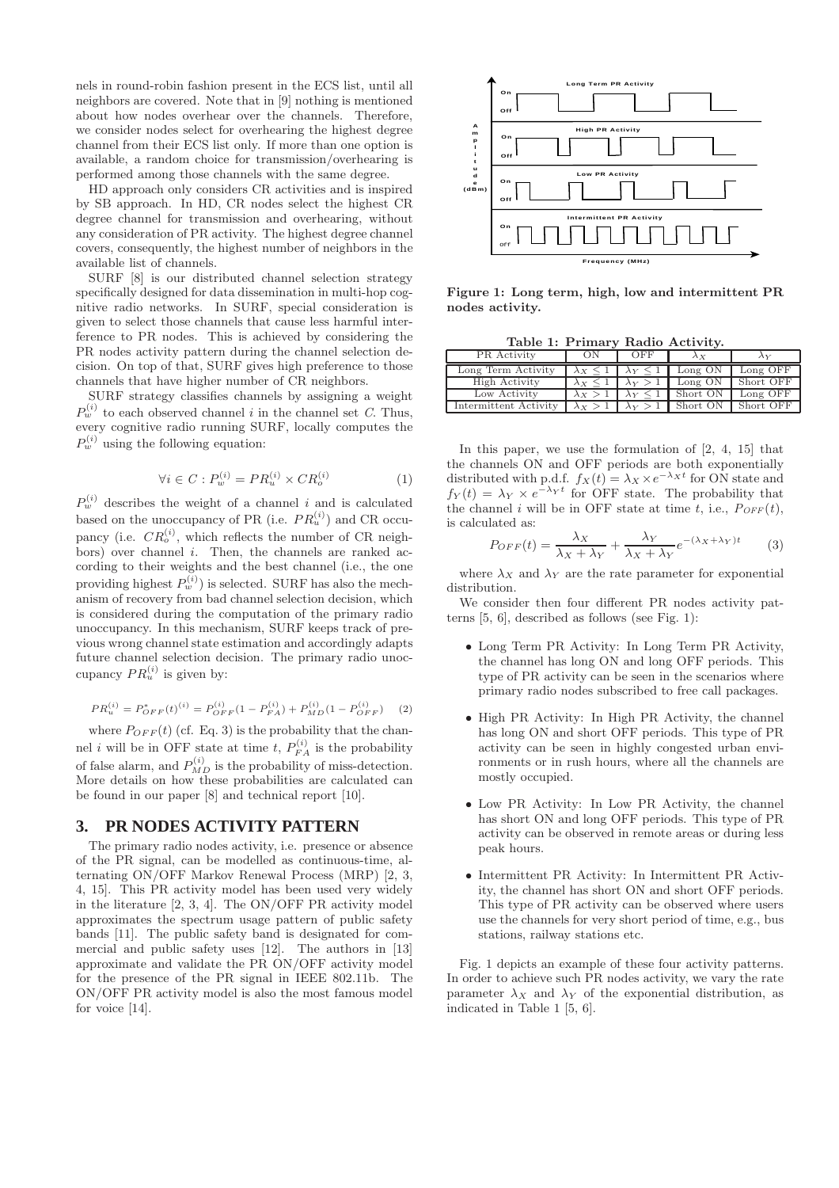nels in round-robin fashion present in the ECS list, until all neighbors are covered. Note that in [9] nothing is mentioned about how nodes overhear over the channels. Therefore, we consider nodes select for overhearing the highest degree channel from their ECS list only. If more than one option is available, a random choice for transmission/overhearing is performed among those channels with the same degree.

HD approach only considers CR activities and is inspired by SB approach. In HD, CR nodes select the highest CR degree channel for transmission and overhearing, without any consideration of PR activity. The highest degree channel covers, consequently, the highest number of neighbors in the available list of channels.

SURF [8] is our distributed channel selection strategy specifically designed for data dissemination in multi-hop cognitive radio networks. In SURF, special consideration is given to select those channels that cause less harmful interference to PR nodes. This is achieved by considering the PR nodes activity pattern during the channel selection decision. On top of that, SURF gives high preference to those channels that have higher number of CR neighbors.

SURF strategy classifies channels by assigning a weight $P_w^{(i)}$ to each observed channel $i$ in the channel set $C$. Thus, every cognitive radio running SURF, locally computes the $P_w^{(i)}$ using the following equation:

$$\forall i \in C : P_w^{(i)} = PR_u^{(i)} \times CR_o^{(i)} \tag{1}$$

$P_w^{(i)}$ describes the weight of a channel $i$ and is calculated based on the unoccupancy of PR (i.e. $PR_u^{(i)}$) and CR occupancy (i.e. $CR_o^{(i)}$, which reflects the number of CR neighbors) over channel $i$. Then, the channels are ranked according to their weights and the best channel (i.e., the one providing highest $P_w^{(i)}$) is selected. SURF has also the mechanism of recovery from bad channel selection decision, which is considered during the computation of the primary radio unoccupancy. In this mechanism, SURF keeps track of previous wrong channel state estimation and accordingly adapts future channel selection decision. The primary radio unoccupancy $PR_u^{(i)}$ is given by:

$$PR_u^{(i)} = P_{OFF}^*(t)^{(i)} = P_{OFF}^{(i)}(1 - P_{FA}^{(i)}) + P_{MD}^{(i)}(1 - P_{OFF}^{(i)}) \tag{2}$$

where $P_{OFF}(t)$ (cf. Eq. 3) is the probability that the channel $i$ will be in OFF state at time $t$, $P_{FA}^{(i)}$ is the probability of false alarm, and $P_{MD}^{(i)}$ is the probability of miss-detection. More details on how these probabilities are calculated can be found in our paper [8] and technical report [10].

# 3. PR NODES ACTIVITY PATTERN

The primary radio nodes activity, i.e. presence or absence of the PR signal, can be modelled as continuous-time, alternating ON/OFF Markov Renewal Process (MRP) [2, 3, 4, 15]. This PR activity model has been used very widely in the literature [2, 3, 4]. The ON/OFF PR activity model approximates the spectrum usage pattern of public safety bands [11]. The public safety band is designated for commercial and public safety uses [12]. The authors in [13] approximate and validate the PR ON/OFF activity model for the presence of the PR signal in IEEE 802.11b. The ON/OFF PR activity model is also the most famous model for voice [14].

**Figure 1: Long term, high, low and intermittent PR nodes activity.**

**Table 1: Primary Radio Activity.**

| PR Activity | ON | OFF | $\lambda_X$ | $\lambda_Y$ |
|---|---|---|---|---|
| Long Term Activity | $\lambda_X \le 1$ | $\lambda_Y \le 1$ | Long ON | Long OFF |
| High Activity | $\lambda_X \le 1$ | $\lambda_Y > 1$ | Long ON | Short OFF |
| Low Activity | $\lambda_X > 1$ | $\lambda_Y \le 1$ | Short ON | Long OFF |
| Intermittent Activity | $\lambda_X > 1$ | $\lambda_Y > 1$ | Short ON | Short OFF |

In this paper, we use the formulation of [2, 4, 15] that the channels ON and OFF periods are both exponentially distributed with p.d.f. $f_X(t) = \lambda_X \times e^{-\lambda_X t}$ for ON state and $f_Y(t) = \lambda_Y \times e^{-\lambda_Y t}$ for OFF state. The probability that the channel $i$ will be in OFF state at time $t$, i.e., $P_{OFF}(t)$, is calculated as:

$$P_{OFF}(t) = \frac{\lambda_X}{\lambda_X + \lambda_Y} + \frac{\lambda_Y}{\lambda_X + \lambda_Y} e^{-(\lambda_X + \lambda_Y)t} \tag{3}$$

where $\lambda_X$ and $\lambda_Y$ are the rate parameter for exponential distribution.

We consider then four different PR nodes activity patterns [5, 6], described as follows (see Fig. 1):

- Long Term PR Activity: In Long Term PR Activity, the channel has long ON and long OFF periods. This type of PR activity can be seen in the scenarios where primary radio nodes subscribed to free call packages.
- High PR Activity: In High PR Activity, the channel has long ON and short OFF periods. This type of PR activity can be seen in highly congested urban environments or in rush hours, where all the channels are mostly occupied.
- Low PR Activity: In Low PR Activity, the channel has short ON and long OFF periods. This type of PR activity can be observed in remote areas or during less peak hours.
- Intermittent PR Activity: In Intermittent PR Activity, the channel has short ON and short OFF periods. This type of PR activity can be observed where users use the channels for very short period of time, e.g., bus stations, railway stations etc.

Fig. 1 depicts an example of these four activity patterns. In order to achieve such PR nodes activity, we vary the rate parameter $\lambda_X$ and $\lambda_Y$ of the exponential distribution, as indicated in Table 1 [5, 6].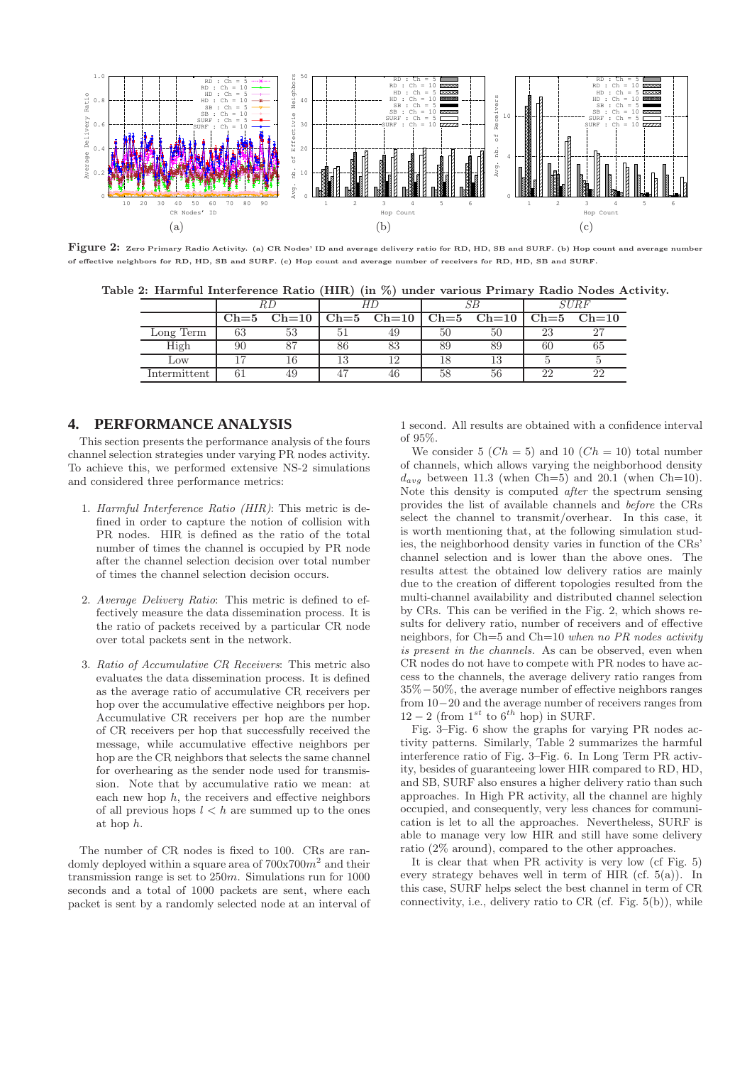**Figure 2:** Zero Primary Radio Activity. (a) CR Nodes' ID and average delivery ratio for RD, HD, SB and SURF. (b) Hop count and average number of effective neighbors for RD, HD, SB and SURF. (c) Hop count and average number of receivers for RD, HD, SB and SURF.

**Table 2: Harmful Interference Ratio (HIR) (in %) under various Primary Radio Nodes Activity.**

| | *RD* | | *HD* | | *SB* | | *SURF* | |
|---|---|---|---|---|---|---|---|---|
| | Ch=5 | Ch=10 | Ch=5 | Ch=10 | Ch=5 | Ch=10 | Ch=5 | Ch=10 |
| Long Term | 63 | 53 | 51 | 49 | 50 | 50 | 23 | 27 |
| High | 90 | 87 | 86 | 83 | 89 | 89 | 60 | 65 |
| Low | 17 | 16 | 13 | 12 | 18 | 13 | 5 | 5 |
| Intermittent | 61 | 49 | 47 | 46 | 58 | 56 | 22 | 22 |

## 4. PERFORMANCE ANALYSIS

This section presents the performance analysis of the fours channel selection strategies under varying PR nodes activity. To achieve this, we performed extensive NS-2 simulations and considered three performance metrics:

1. *Harmful Interference Ratio (HIR)*: This metric is defined in order to capture the notion of collision with PR nodes. HIR is defined as the ratio of the total number of times the channel is occupied by PR node after the channel selection decision over total number of times the channel selection decision occurs.

2. *Average Delivery Ratio*: This metric is defined to effectively measure the data dissemination process. It is the ratio of packets received by a particular CR node over total packets sent in the network.

3. *Ratio of Accumulative CR Receivers*: This metric also evaluates the data dissemination process. It is defined as the average ratio of accumulative CR receivers per hop over the accumulative effective neighbors per hop. Accumulative CR receivers per hop are the number of CR receivers per hop that successfully received the message, while accumulative effective neighbors per hop are the CR neighbors that selects the same channel for overhearing as the sender node used for transmission. Note that by accumulative ratio we mean: at each new hop $h$, the receivers and effective neighbors of all previous hops $l < h$ are summed up to the ones at hop $h$.

The number of CR nodes is fixed to 100. CRs are randomly deployed within a square area of 700x700$m^2$ and their transmission range is set to 250$m$. Simulations run for 1000 seconds and a total of 1000 packets are sent, where each packet is sent by a randomly selected node at an interval of 1 second. All results are obtained with a confidence interval of 95%.

We consider 5 ($Ch = 5$) and 10 ($Ch = 10$) total number of channels, which allows varying the neighborhood density $d_{avg}$ between 11.3 (when Ch=5) and 20.1 (when Ch=10). Note this density is computed *after* the spectrum sensing provides the list of available channels and *before* the CRs select the channel to transmit/overhear. In this case, it is worth mentioning that, at the following simulation studies, the neighborhood density varies in function of the CRs' channel selection and is lower than the above ones. The results attest the obtained low delivery ratios are mainly due to the creation of different topologies resulted from the multi-channel availability and distributed channel selection by CRs. This can be verified in the Fig. 2, which shows results for delivery ratio, number of receivers and of effective neighbors, for Ch=5 and Ch=10 *when no PR nodes activity is present in the channels.* As can be observed, even when CR nodes do not have to compete with PR nodes to have access to the channels, the average delivery ratio ranges from 35%−50%, the average number of effective neighbors ranges from 10−20 and the average number of receivers ranges from $12 - 2$ (from $1^{st}$ to $6^{th}$ hop) in SURF.

Fig. 3–Fig. 6 show the graphs for varying PR nodes activity patterns. Similarly, Table 2 summarizes the harmful interference ratio of Fig. 3–Fig. 6. In Long Term PR activity, besides of guaranteeing lower HIR compared to RD, HD, and SB, SURF also ensures a higher delivery ratio than such approaches. In High PR activity, all the channel are highly occupied, and consequently, very less chances for communication is let to all the approaches. Nevertheless, SURF is able to manage very low HIR and still have some delivery ratio (2% around), compared to the other approaches.

It is clear that when PR activity is very low (cf Fig. 5) every strategy behaves well in term of HIR (cf. 5(a)). In this case, SURF helps select the best channel in term of CR connectivity, i.e., delivery ratio to CR (cf. Fig. 5(b)), while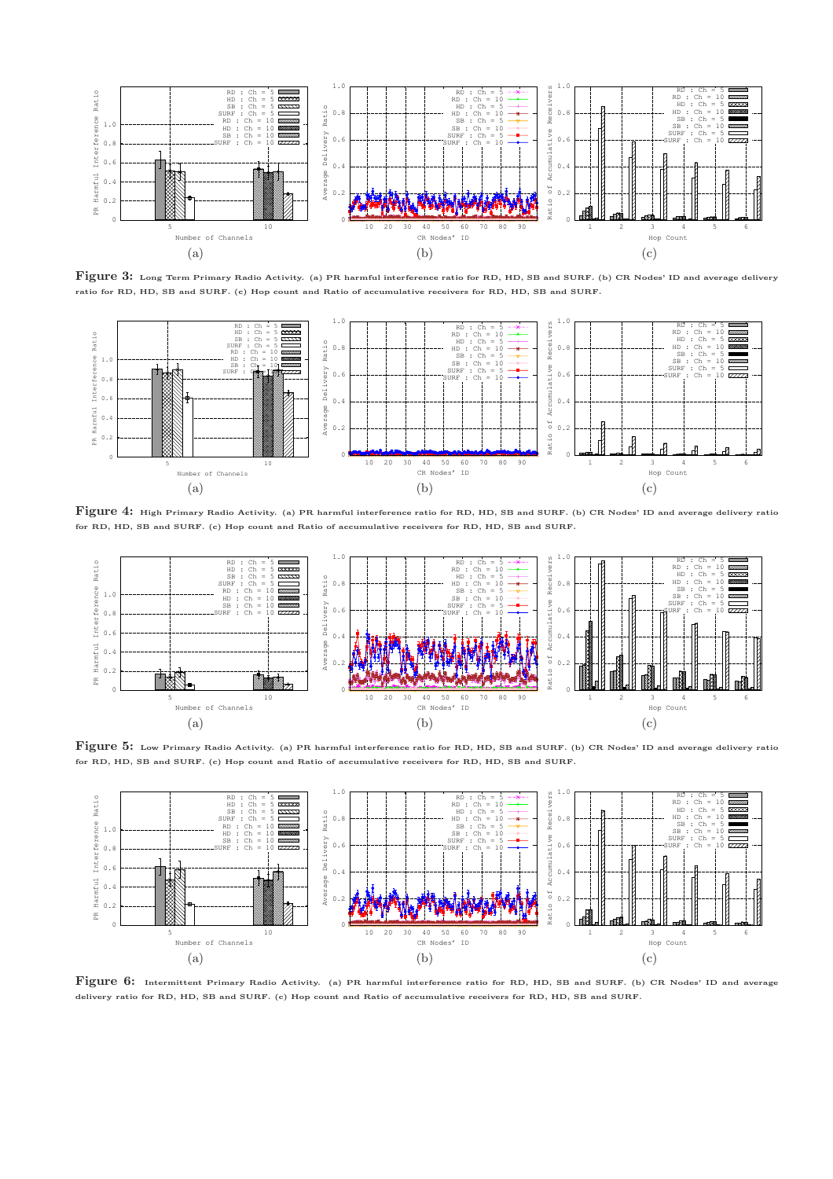**Figure 3:** Long Term Primary Radio Activity. (a) PR harmful interference ratio for RD, HD, SB and SURF. (b) CR Nodes' ID and average delivery ratio for RD, HD, SB and SURF. (c) Hop count and Ratio of accumulative receivers for RD, HD, SB and SURF.

**Figure 4:** High Primary Radio Activity. (a) PR harmful interference ratio for RD, HD, SB and SURF. (b) CR Nodes' ID and average delivery ratio for RD, HD, SB and SURF. (c) Hop count and Ratio of accumulative receivers for RD, HD, SB and SURF.

**Figure 5:** Low Primary Radio Activity. (a) PR harmful interference ratio for RD, HD, SB and SURF. (b) CR Nodes' ID and average delivery ratio for RD, HD, SB and SURF. (c) Hop count and Ratio of accumulative receivers for RD, HD, SB and SURF.

**Figure 6:** Intermittent Primary Radio Activity. (a) PR harmful interference ratio for RD, HD, SB and SURF. (b) CR Nodes' ID and average delivery ratio for RD, HD, SB and SURF. (c) Hop count and Ratio of accumulative receivers for RD, HD, SB and SURF.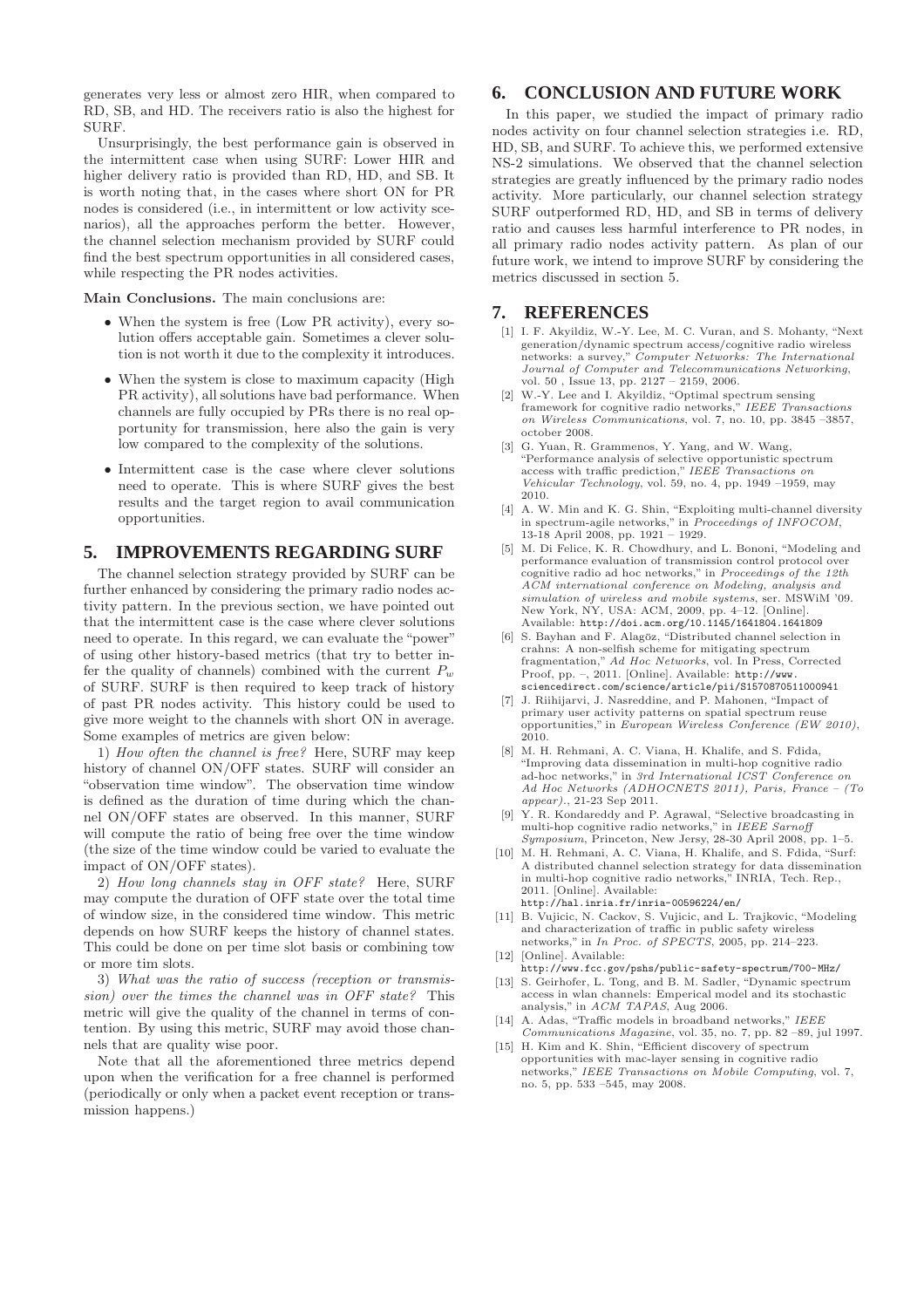generates very less or almost zero HIR, when compared to RD, SB, and HD. The receivers ratio is also the highest for SURF.

Unsurprisingly, the best performance gain is observed in the intermittent case when using SURF: Lower HIR and higher delivery ratio is provided than RD, HD, and SB. It is worth noting that, in the cases where short ON for PR nodes is considered (i.e., in intermittent or low activity scenarios), all the approaches perform the better. However, the channel selection mechanism provided by SURF could find the best spectrum opportunities in all considered cases, while respecting the PR nodes activities.

**Main Conclusions.** The main conclusions are:

- When the system is free (Low PR activity), every solution offers acceptable gain. Sometimes a clever solution is not worth it due to the complexity it introduces.
- When the system is close to maximum capacity (High PR activity), all solutions have bad performance. When channels are fully occupied by PRs there is no real opportunity for transmission, here also the gain is very low compared to the complexity of the solutions.
- Intermittent case is the case where clever solutions need to operate. This is where SURF gives the best results and the target region to avail communication opportunities.

## 5. IMPROVEMENTS REGARDING SURF

The channel selection strategy provided by SURF can be further enhanced by considering the primary radio nodes activity pattern. In the previous section, we have pointed out that the intermittent case is the case where clever solutions need to operate. In this regard, we can evaluate the "power" of using other history-based metrics (that try to better infer the quality of channels) combined with the current $P_w$ of SURF. SURF is then required to keep track of history of past PR nodes activity. This history could be used to give more weight to the channels with short ON in average. Some examples of metrics are given below:

1) *How often the channel is free?* Here, SURF may keep history of channel ON/OFF states. SURF will consider an "observation time window". The observation time window is defined as the duration of time during which the channel ON/OFF states are observed. In this manner, SURF will compute the ratio of being free over the time window (the size of the time window could be varied to evaluate the impact of ON/OFF states).

2) *How long channels stay in OFF state?* Here, SURF may compute the duration of OFF state over the total time of window size, in the considered time window. This metric depends on how SURF keeps the history of channel states. This could be done on per time slot basis or combining tow or more tim slots.

3) *What was the ratio of success (reception or transmission) over the times the channel was in OFF state?* This metric will give the quality of the channel in terms of contention. By using this metric, SURF may avoid those channels that are quality wise poor.

Note that all the aforementioned three metrics depend upon when the verification for a free channel is performed (periodically or only when a packet event reception or transmission happens.)

## 6. CONCLUSION AND FUTURE WORK

In this paper, we studied the impact of primary radio nodes activity on four channel selection strategies i.e. RD, HD, SB, and SURF. To achieve this, we performed extensive NS-2 simulations. We observed that the channel selection strategies are greatly influenced by the primary radio nodes activity. More particularly, our channel selection strategy SURF outperformed RD, HD, and SB in terms of delivery ratio and causes less harmful interference to PR nodes, in all primary radio nodes activity pattern. As plan of our future work, we intend to improve SURF by considering the metrics discussed in section 5.

## 7. REFERENCES

[1] I. F. Akyildiz, W.-Y. Lee, M. C. Vuran, and S. Mohanty, "Next generation/dynamic spectrum access/cognitive radio wireless networks: a survey," *Computer Networks: The International Journal of Computer and Telecommunications Networking*, vol. 50 , Issue 13, pp. 2127 – 2159, 2006.

[2] W.-Y. Lee and I. Akyildiz, "Optimal spectrum sensing framework for cognitive radio networks," *IEEE Transactions on Wireless Communications*, vol. 7, no. 10, pp. 3845 –3857, october 2008.

[3] G. Yuan, R. Grammenos, Y. Yang, and W. Wang, "Performance analysis of selective opportunistic spectrum access with traffic prediction," *IEEE Transactions on Vehicular Technology*, vol. 59, no. 4, pp. 1949 –1959, may 2010.

[4] A. W. Min and K. G. Shin, "Exploiting multi-channel diversity in spectrum-agile networks," in *Proceedings of INFOCOM*, 13-18 April 2008, pp. 1921 – 1929.

[5] M. Di Felice, K. R. Chowdhury, and L. Bononi, "Modeling and performance evaluation of transmission control protocol over cognitive radio ad hoc networks," in *Proceedings of the 12th ACM international conference on Modeling, analysis and simulation of wireless and mobile systems*, ser. MSWiM '09. New York, NY, USA: ACM, 2009, pp. 4–12. [Online]. Available: http://doi.acm.org/10.1145/1641804.1641809

[6] S. Bayhan and F. Alagöz, "Distributed channel selection in crahns: A non-selfish scheme for mitigating spectrum fragmentation," *Ad Hoc Networks*, vol. In Press, Corrected Proof, pp. –, 2011. [Online]. Available: http://www.sciencedirect.com/science/article/pii/S1570870511000941

[7] J. Riihijarvi, J. Nasreddine, and P. Mahonen, "Impact of primary user activity patterns on spatial spectrum reuse opportunities," in *European Wireless Conference (EW 2010)*, 2010.

[8] M. H. Rehmani, A. C. Viana, H. Khalife, and S. Fdida, "Improving data dissemination in multi-hop cognitive radio ad-hoc networks," in *3rd International ICST Conference on Ad Hoc Networks (ADHOCNETS 2011), Paris, France – (To appear).*, 21-23 Sep 2011.

[9] Y. R. Kondareddy and P. Agrawal, "Selective broadcasting in multi-hop cognitive radio networks," in *IEEE Sarnoff Symposium*, Princeton, New Jersy, 28-30 April 2008, pp. 1–5.

[10] M. H. Rehmani, A. C. Viana, H. Khalife, and S. Fdida, "Surf: A distributed channel selection strategy for data dissemination in multi-hop cognitive radio networks," INRIA, Tech. Rep., 2011. [Online]. Available: http://hal.inria.fr/inria-00596224/en/

[11] B. Vujicic, N. Cackov, S. Vujicic, and L. Trajkovic, "Modeling and characterization of traffic in public safety wireless networks," in *In Proc. of SPECTS*, 2005, pp. 214–223.

[12] [Online]. Available: http://www.fcc.gov/pshs/public-safety-spectrum/700-MHz/

[13] S. Geirhofer, L. Tong, and B. M. Sadler, "Dynamic spectrum access in wlan channels: Emperical model and its stochastic analysis," in *ACM TAPAS*, Aug 2006.

[14] A. Adas, "Traffic models in broadband networks," *IEEE Communications Magazine*, vol. 35, no. 7, pp. 82 –89, jul 1997.

[15] H. Kim and K. Shin, "Efficient discovery of spectrum opportunities with mac-layer sensing in cognitive radio networks," *IEEE Transactions on Mobile Computing*, vol. 7, no. 5, pp. 533 –545, may 2008.